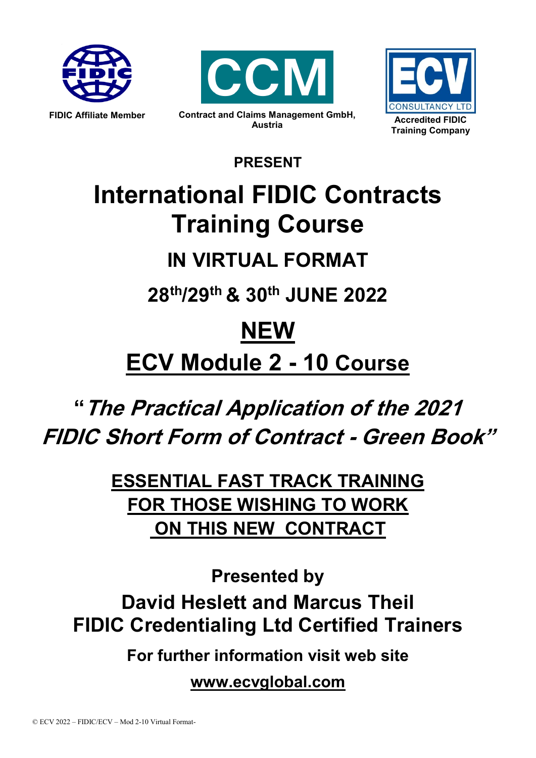FIDIC Affiliate Member

**CCM**

Contract and Claims Management GmbH, Austria

**ECV** CONSULTANCY LTD

Accredited FIDIC Training Company

**PRESENT**

# International FIDIC Contracts Training Course

## IN VIRTUAL FORMAT

## 28th/29th & 30th JUNE 2022

# NEW

# ECV Module 2 - 10 Course

## *"The Practical Application of the 2021 FIDIC Short Form of Contract - Green Book"*

**ESSENTIAL FAST TRACK TRAINING FOR THOSE WISHING TO WORK ON THIS NEW CONTRACT**

**Presented by**

**David Heslett and Marcus Theil**
**FIDIC Credentialing Ltd Certified Trainers**

**For further information visit web site**

**www.ecvglobal.com**

© ECV 2022 – FIDIC/ECV – Mod 2-10 Virtual Format-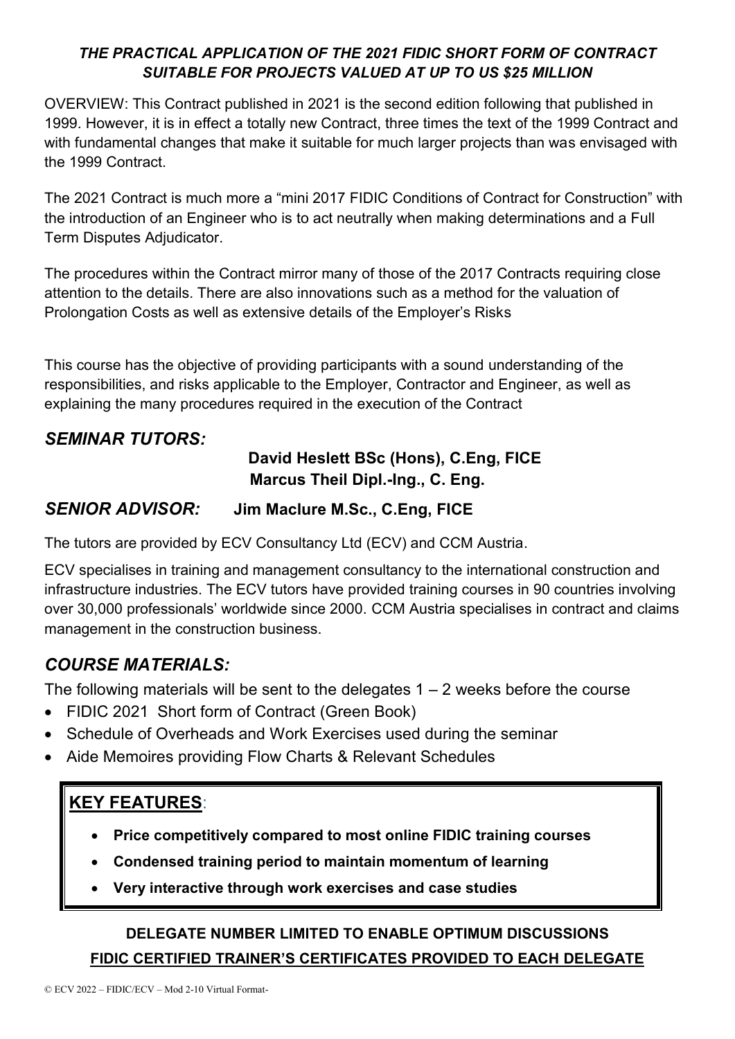***THE PRACTICAL APPLICATION OF THE 2021 FIDIC SHORT FORM OF CONTRACT SUITABLE FOR PROJECTS VALUED AT UP TO US $25 MILLION***

OVERVIEW: This Contract published in 2021 is the second edition following that published in 1999. However, it is in effect a totally new Contract, three times the text of the 1999 Contract and with fundamental changes that make it suitable for much larger projects than was envisaged with the 1999 Contract.

The 2021 Contract is much more a "mini 2017 FIDIC Conditions of Contract for Construction" with the introduction of an Engineer who is to act neutrally when making determinations and a Full Term Disputes Adjudicator.

The procedures within the Contract mirror many of those of the 2017 Contracts requiring close attention to the details. There are also innovations such as a method for the valuation of Prolongation Costs as well as extensive details of the Employer's Risks

This course has the objective of providing participants with a sound understanding of the responsibilities, and risks applicable to the Employer, Contractor and Engineer, as well as explaining the many procedures required in the execution of the Contract

## *SEMINAR TUTORS:*

**David Heslett BSc (Hons), C.Eng, FICE**
**Marcus Theil Dipl.-Ing., C. Eng.**

## *SENIOR ADVISOR:* **Jim Maclure M.Sc., C.Eng, FICE**

The tutors are provided by ECV Consultancy Ltd (ECV) and CCM Austria.

ECV specialises in training and management consultancy to the international construction and infrastructure industries. The ECV tutors have provided training courses in 90 countries involving over 30,000 professionals' worldwide since 2000. CCM Austria specialises in contract and claims management in the construction business.

## *COURSE MATERIALS:*

The following materials will be sent to the delegates 1 – 2 weeks before the course

- FIDIC 2021 Short form of Contract (Green Book)
- Schedule of Overheads and Work Exercises used during the seminar
- Aide Memoires providing Flow Charts & Relevant Schedules

## **KEY FEATURES**:

- **Price competitively compared to most online FIDIC training courses**
- **Condensed training period to maintain momentum of learning**
- **Very interactive through work exercises and case studies**

**DELEGATE NUMBER LIMITED TO ENABLE OPTIMUM DISCUSSIONS**

**FIDIC CERTIFIED TRAINER'S CERTIFICATES PROVIDED TO EACH DELEGATE**

© ECV 2022 – FIDIC/ECV – Mod 2-10 Virtual Format-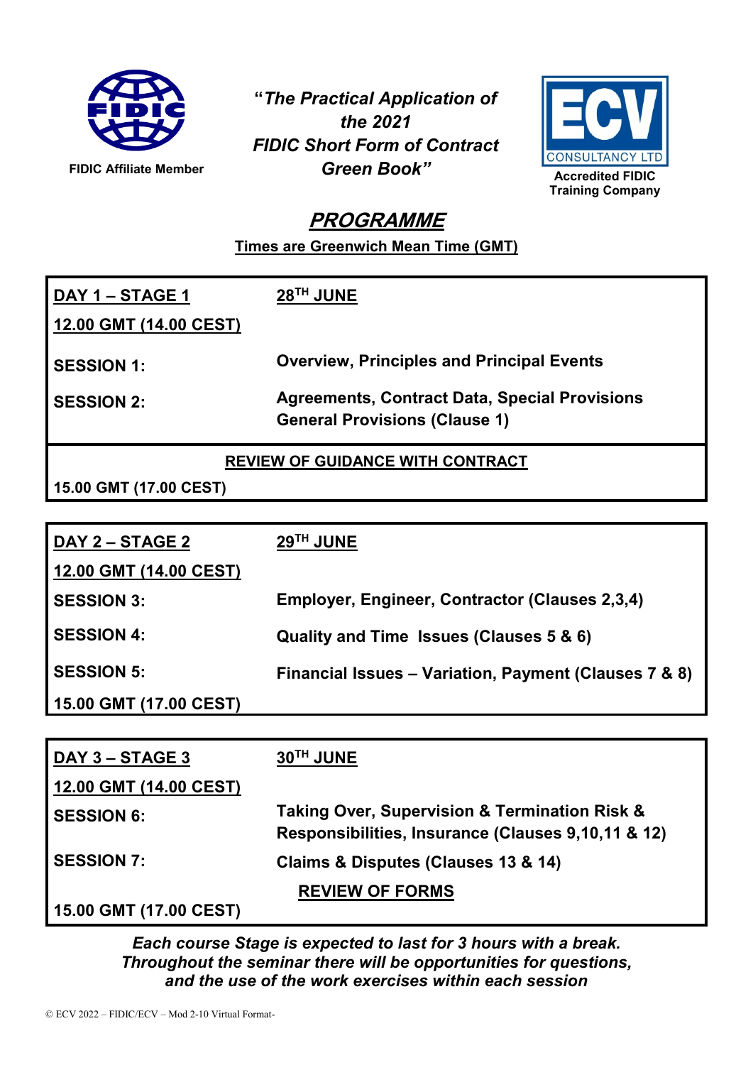FIDIC Affiliate Member

***"The Practical Application of the 2021 FIDIC Short Form of Contract Green Book"***

**Accredited FIDIC Training Company**

# ***PROGRAMME***

**Times are Greenwich Mean Time (GMT)**

| **DAY 1 – STAGE 1** | **28TH JUNE** |
|---|---|
| **12.00 GMT (14.00 CEST)** | |
| **SESSION 1:** | **Overview, Principles and Principal Events** |
| **SESSION 2:** | **Agreements, Contract Data, Special Provisions General Provisions (Clause 1)** |
| | **REVIEW OF GUIDANCE WITH CONTRACT** |
| **15.00 GMT (17.00 CEST)** | |

| **DAY 2 – STAGE 2** | **29TH JUNE** |
|---|---|
| **12.00 GMT (14.00 CEST)** | |
| **SESSION 3:** | **Employer, Engineer, Contractor (Clauses 2,3,4)** |
| **SESSION 4:** | **Quality and Time Issues (Clauses 5 & 6)** |
| **SESSION 5:** | **Financial Issues – Variation, Payment (Clauses 7 & 8)** |
| **15.00 GMT (17.00 CEST)** | |

| **DAY 3 – STAGE 3** | **30TH JUNE** |
|---|---|
| **12.00 GMT (14.00 CEST)** | |
| **SESSION 6:** | **Taking Over, Supervision & Termination Risk & Responsibilities, Insurance (Clauses 9,10,11 & 12)** |
| **SESSION 7:** | **Claims & Disputes (Clauses 13 & 14)** |
| | **REVIEW OF FORMS** |
| **15.00 GMT (17.00 CEST)** | |

***Each course Stage is expected to last for 3 hours with a break. Throughout the seminar there will be opportunities for questions, and the use of the work exercises within each session***

© ECV 2022 – FIDIC/ECV – Mod 2-10 Virtual Format-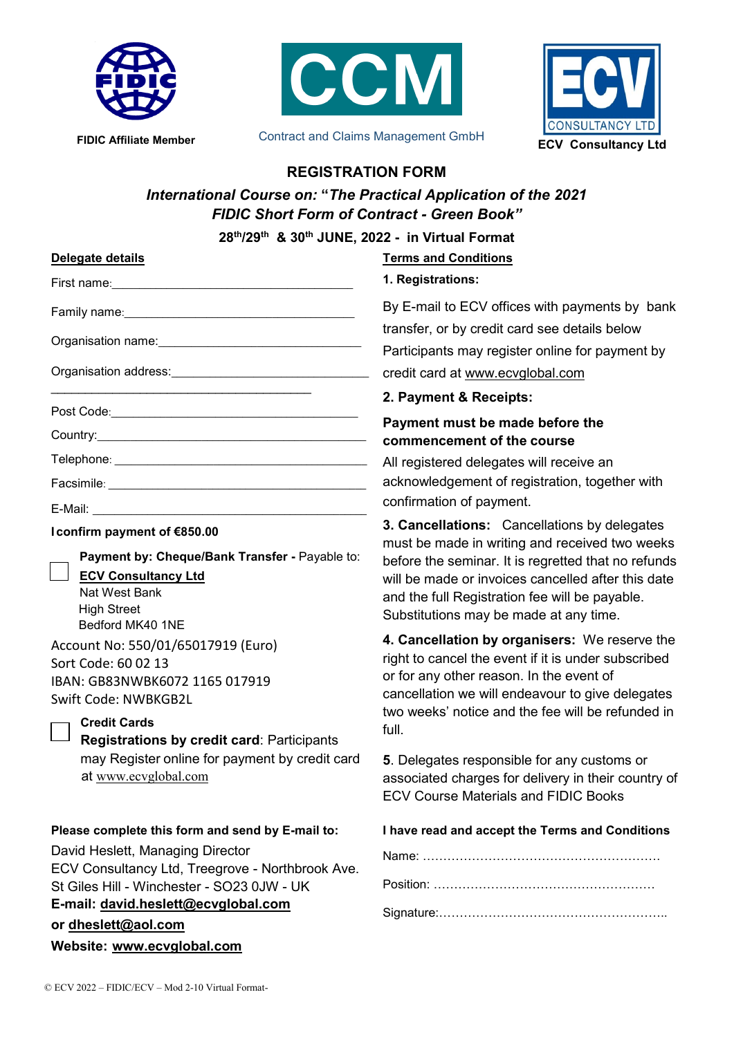FIDIC Affiliate Member

CCM

Contract and Claims Management GmbH

ECV CONSULTANCY LTD

**ECV Consultancy Ltd**

# REGISTRATION FORM

## *International Course on: "The Practical Application of the 2021 FIDIC Short Form of Contract - Green Book"*

**28th/29th & 30th JUNE, 2022 - in Virtual Format**

**Delegate details**

First name:\_\_\_\_\_\_\_\_\_\_\_\_\_\_\_\_\_\_\_\_\_\_\_\_\_\_\_\_\_\_\_\_\_\_\_\_\_\_

Family name:\_\_\_\_\_\_\_\_\_\_\_\_\_\_\_\_\_\_\_\_\_\_\_\_\_\_\_\_\_\_\_\_\_\_\_\_

Organisation name:\_\_\_\_\_\_\_\_\_\_\_\_\_\_\_\_\_\_\_\_\_\_\_\_\_\_\_\_\_\_\_

Organisation address:\_\_\_\_\_\_\_\_\_\_\_\_\_\_\_\_\_\_\_\_\_\_\_\_\_\_\_\_\_\_

\_\_\_\_\_\_\_\_\_\_\_\_\_\_\_\_\_\_\_\_\_\_\_\_\_\_\_\_\_\_\_\_\_\_\_\_\_\_\_\_\_\_\_\_

Post Code:\_\_\_\_\_\_\_\_\_\_\_\_\_\_\_\_\_\_\_\_\_\_\_\_\_\_\_\_\_\_\_\_\_\_\_\_\_\_

Country:\_\_\_\_\_\_\_\_\_\_\_\_\_\_\_\_\_\_\_\_\_\_\_\_\_\_\_\_\_\_\_\_\_\_\_\_\_\_\_\_

Telephone:\_\_\_\_\_\_\_\_\_\_\_\_\_\_\_\_\_\_\_\_\_\_\_\_\_\_\_\_\_\_\_\_\_\_\_\_\_\_

Facsimile:\_\_\_\_\_\_\_\_\_\_\_\_\_\_\_\_\_\_\_\_\_\_\_\_\_\_\_\_\_\_\_\_\_\_\_\_\_\_

E-Mail:\_\_\_\_\_\_\_\_\_\_\_\_\_\_\_\_\_\_\_\_\_\_\_\_\_\_\_\_\_\_\_\_\_\_\_\_\_\_\_\_\_

**I confirm payment of €850.00**

☐ **Payment by: Cheque/Bank Transfer -** Payable to:
**ECV Consultancy Ltd**
Nat West Bank
High Street
Bedford MK40 1NE

Account No: 550/01/65017919 (Euro)
Sort Code: 60 02 13
IBAN: GB83NWBK6072 1165 017919
Swift Code: NWBKGB2L

☐ **Credit Cards**
**Registrations by credit card**: Participants may Register online for payment by credit card at www.ecvglobal.com

**Please complete this form and send by E-mail to:**

David Heslett, Managing Director
ECV Consultancy Ltd, Treegrove - Northbrook Ave.
St Giles Hill - Winchester - SO23 0JW - UK
**E-mail: david.heslett@ecvglobal.com**
**or dheslett@aol.com**
**Website: www.ecvglobal.com**

**Terms and Conditions**

**1. Registrations:**

By E-mail to ECV offices with payments by bank transfer, or by credit card see details below Participants may register online for payment by credit card at www.ecvglobal.com

**2. Payment & Receipts:**

**Payment must be made before the commencement of the course**

All registered delegates will receive an acknowledgement of registration, together with confirmation of payment.

**3. Cancellations:** Cancellations by delegates must be made in writing and received two weeks before the seminar. It is regretted that no refunds will be made or invoices cancelled after this date and the full Registration fee will be payable. Substitutions may be made at any time.

**4. Cancellation by organisers:** We reserve the right to cancel the event if it is under subscribed or for any other reason. In the event of cancellation we will endeavour to give delegates two weeks' notice and the fee will be refunded in full.

**5**. Delegates responsible for any customs or associated charges for delivery in their country of ECV Course Materials and FIDIC Books

**I have read and accept the Terms and Conditions**

Name: …………………………………………………

Position: ……………………………………………

Signature:………………………………………………..

© ECV 2022 – FIDIC/ECV – Mod 2-10 Virtual Format-